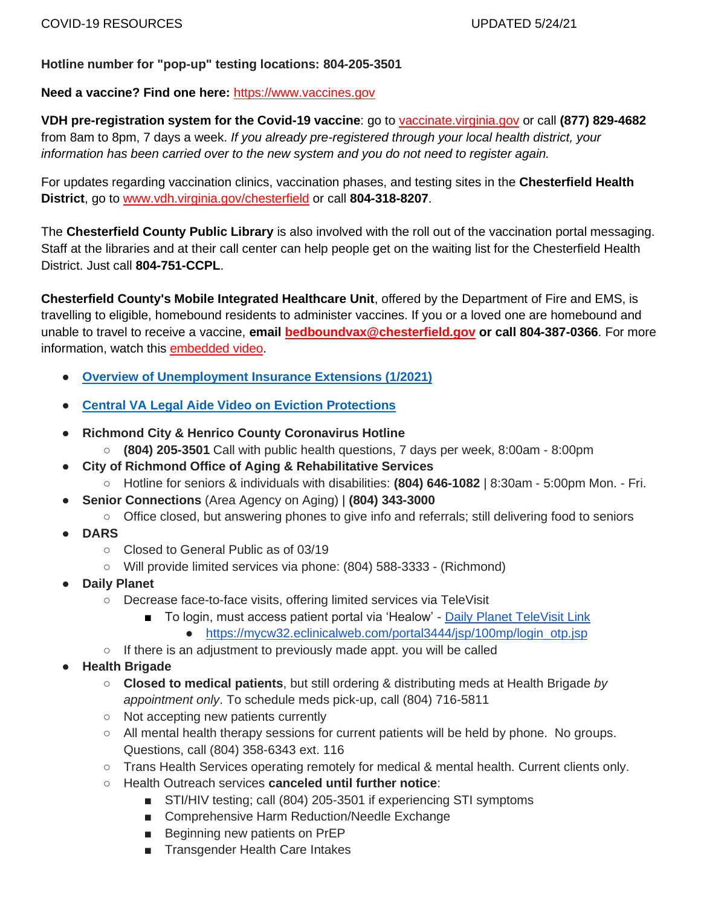COVID-19 RESOURCES UPDATED 5/24/21

**Hotline number for "pop-up" testing locations: 804-205-3501**

**Need a vaccine? Find one here:** [https://www.vaccines.gov](https://www.vaccines.gov)

**VDH pre-registration system for the Covid-19 vaccine**: go to [vaccinate.virginia.gov](vaccinate.virginia.gov) or call **(877) 829-4682** from 8am to 8pm, 7 days a week. *If you already pre-registered through your local health district, your information has been carried over to the new system and you do not need to register again.*

For updates regarding vaccination clinics, vaccination phases, and testing sites in the **Chesterfield Health District**, go to [www.vdh.virginia.gov/chesterfield](www.vdh.virginia.gov/chesterfield) or call **804-318-8207**.

The **Chesterfield County Public Library** is also involved with the roll out of the vaccination portal messaging. Staff at the libraries and at their call center can help people get on the waiting list for the Chesterfield Health District. Just call **804-751-CCPL**.

**Chesterfield County's Mobile Integrated Healthcare Unit**, offered by the Department of Fire and EMS, is travelling to eligible, homebound residents to administer vaccines. If you or a loved one are homebound and unable to travel to receive a vaccine, **email bedboundvax@chesterfield.gov or call 804-387-0366**. For more information, watch this embedded video.

- **Overview of Unemployment Insurance Extensions (1/2021)**
- **Central VA Legal Aide Video on Eviction Protections**
- **Richmond City & Henrico County Coronavirus Hotline**
  - **(804) 205-3501** Call with public health questions, 7 days per week, 8:00am - 8:00pm
- **City of Richmond Office of Aging & Rehabilitative Services**
  - Hotline for seniors & individuals with disabilities: **(804) 646-1082** | 8:30am - 5:00pm Mon. - Fri.
- **Senior Connections** (Area Agency on Aging) **| (804) 343-3000**
  - Office closed, but answering phones to give info and referrals; still delivering food to seniors
- **DARS**
  - Closed to General Public as of 03/19
  - Will provide limited services via phone: (804) 588-3333 - (Richmond)
- **Daily Planet**
  - Decrease face-to-face visits, offering limited services via TeleVisit
    - To login, must access patient portal via 'Healow' - Daily Planet TeleVisit Link
      - https://mycw32.eclinicalweb.com/portal3444/jsp/100mp/login_otp.jsp
  - If there is an adjustment to previously made appt. you will be called
- **Health Brigade**
  - **Closed to medical patients**, but still ordering & distributing meds at Health Brigade *by appointment only*. To schedule meds pick-up, call (804) 716-5811
  - Not accepting new patients currently
  - All mental health therapy sessions for current patients will be held by phone. No groups. Questions, call (804) 358-6343 ext. 116
  - Trans Health Services operating remotely for medical & mental health. Current clients only.
  - Health Outreach services **canceled until further notice**:
    - STI/HIV testing; call (804) 205-3501 if experiencing STI symptoms
    - Comprehensive Harm Reduction/Needle Exchange
    - Beginning new patients on PrEP
    - Transgender Health Care Intakes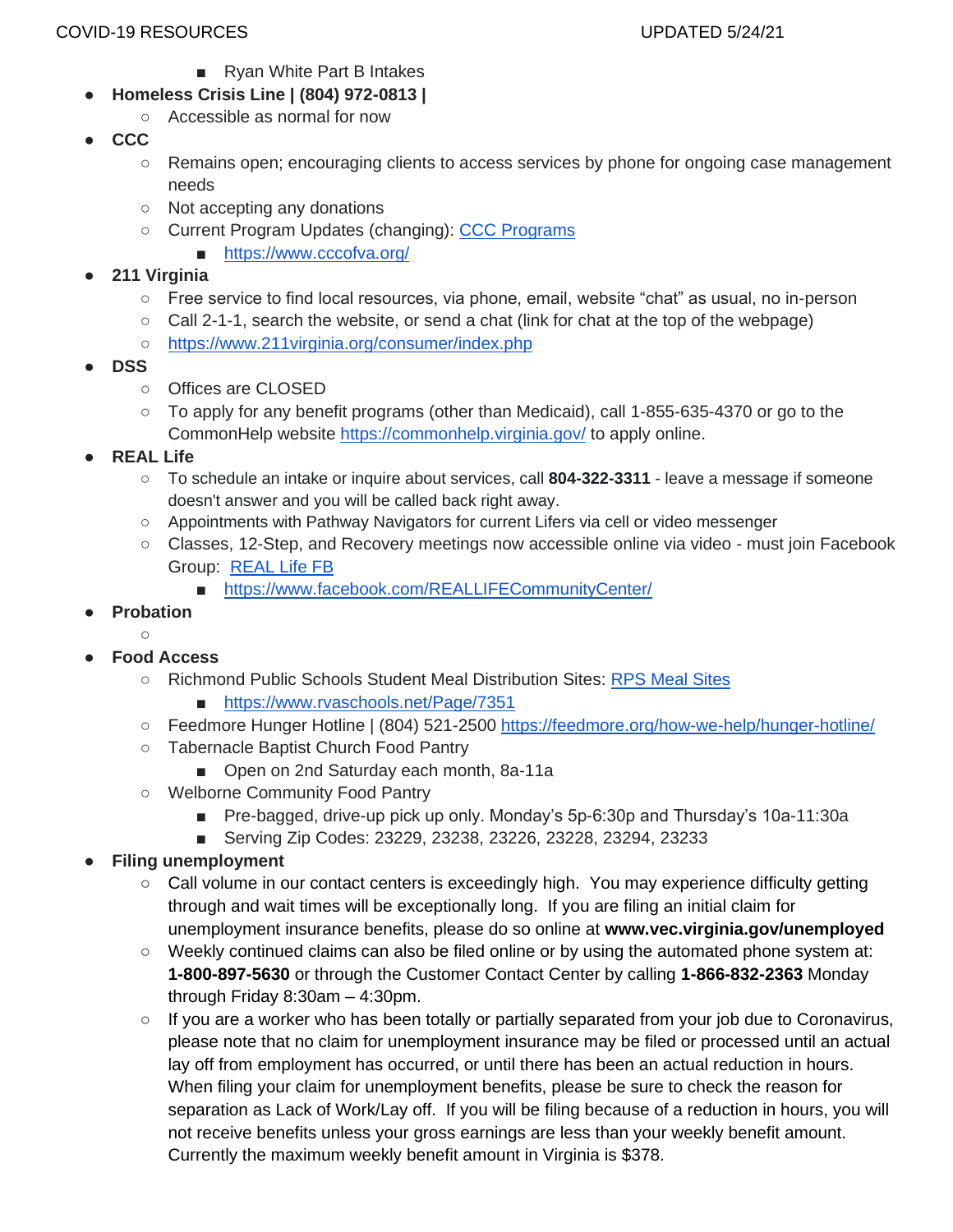- Ryan White Part B Intakes
- **Homeless Crisis Line | (804) 972-0813 |**
  - Accessible as normal for now
- **CCC**
  - Remains open; encouraging clients to access services by phone for ongoing case management needs
  - Not accepting any donations
  - Current Program Updates (changing): [CCC Programs](https://www.cccofva.org/)
    - https://www.cccofva.org/
- **211 Virginia**
  - Free service to find local resources, via phone, email, website "chat" as usual, no in-person
  - Call 2-1-1, search the website, or send a chat (link for chat at the top of the webpage)
  - https://www.211virginia.org/consumer/index.php
- **DSS**
  - Offices are CLOSED
  - To apply for any benefit programs (other than Medicaid), call 1-855-635-4370 or go to the CommonHelp website https://commonhelp.virginia.gov/ to apply online.
- **REAL Life**
  - To schedule an intake or inquire about services, call **804-322-3311** - leave a message if someone doesn't answer and you will be called back right away.
  - Appointments with Pathway Navigators for current Lifers via cell or video messenger
  - Classes, 12-Step, and Recovery meetings now accessible online via video - must join Facebook Group: [REAL Life FB](https://www.facebook.com/REALLIFECommunityCenter/)
    - https://www.facebook.com/REALLIFECommunityCenter/
- **Probation**
  - 
- **Food Access**
  - Richmond Public Schools Student Meal Distribution Sites: [RPS Meal Sites](https://www.rvaschools.net/Page/7351)
    - https://www.rvaschools.net/Page/7351
  - Feedmore Hunger Hotline | (804) 521-2500 https://feedmore.org/how-we-help/hunger-hotline/
  - Tabernacle Baptist Church Food Pantry
    - Open on 2nd Saturday each month, 8a-11a
  - Welborne Community Food Pantry
    - Pre-bagged, drive-up pick up only. Monday's 5p-6:30p and Thursday's 10a-11:30a
    - Serving Zip Codes: 23229, 23238, 23226, 23228, 23294, 23233
- **Filing unemployment**
  - Call volume in our contact centers is exceedingly high. You may experience difficulty getting through and wait times will be exceptionally long. If you are filing an initial claim for unemployment insurance benefits, please do so online at **www.vec.virginia.gov/unemployed**
  - Weekly continued claims can also be filed online or by using the automated phone system at: **1-800-897-5630** or through the Customer Contact Center by calling **1-866-832-2363** Monday through Friday 8:30am – 4:30pm.
  - If you are a worker who has been totally or partially separated from your job due to Coronavirus, please note that no claim for unemployment insurance may be filed or processed until an actual lay off from employment has occurred, or until there has been an actual reduction in hours. When filing your claim for unemployment benefits, please be sure to check the reason for separation as Lack of Work/Lay off. If you will be filing because of a reduction in hours, you will not receive benefits unless your gross earnings are less than your weekly benefit amount. Currently the maximum weekly benefit amount in Virginia is $378.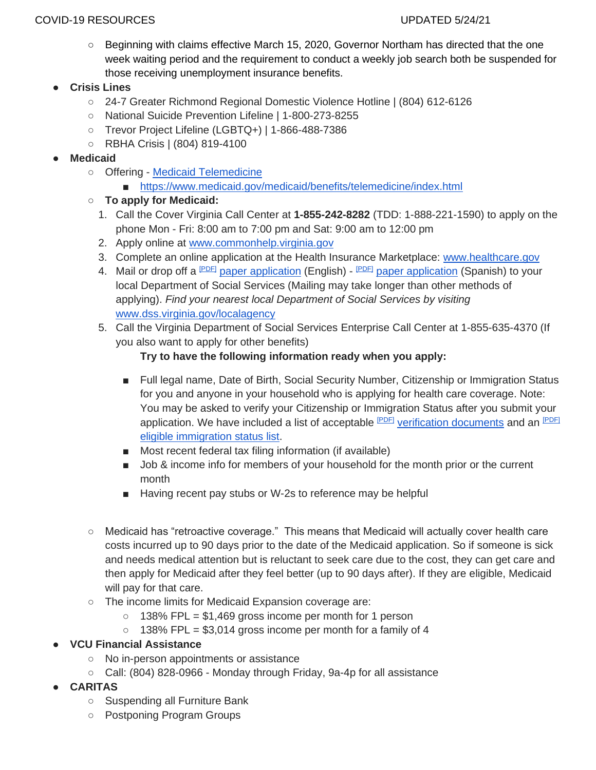- Beginning with claims effective March 15, 2020, Governor Northam has directed that the one week waiting period and the requirement to conduct a weekly job search both be suspended for those receiving unemployment insurance benefits.

- **Crisis Lines**
  - 24-7 Greater Richmond Regional Domestic Violence Hotline | (804) 612-6126
  - National Suicide Prevention Lifeline | 1-800-273-8255
  - Trevor Project Lifeline (LGBTQ+) | 1-866-488-7386
  - RBHA Crisis | (804) 819-4100
- **Medicaid**
  - Offering - Medicaid Telemedicine
    - https://www.medicaid.gov/medicaid/benefits/telemedicine/index.html
  - **To apply for Medicaid:**
    1. Call the Cover Virginia Call Center at **1-855-242-8282** (TDD: 1-888-221-1590) to apply on the phone Mon - Fri: 8:00 am to 7:00 pm and Sat: 9:00 am to 12:00 pm
    2. Apply online at www.commonhelp.virginia.gov
    3. Complete an online application at the Health Insurance Marketplace: www.healthcare.gov
    4. Mail or drop off a [PDF] paper application (English) - [PDF] paper application (Spanish) to your local Department of Social Services (Mailing may take longer than other methods of applying). *Find your nearest local Department of Social Services by visiting* www.dss.virginia.gov/localagency
    5. Call the Virginia Department of Social Services Enterprise Call Center at 1-855-635-4370 (If you also want to apply for other benefits)

       **Try to have the following information ready when you apply:**

       - Full legal name, Date of Birth, Social Security Number, Citizenship or Immigration Status for you and anyone in your household who is applying for health care coverage. Note: You may be asked to verify your Citizenship or Immigration Status after you submit your application. We have included a list of acceptable [PDF] verification documents and an [PDF] eligible immigration status list.
       - Most recent federal tax filing information (if available)
       - Job & income info for members of your household for the month prior or the current month
       - Having recent pay stubs or W-2s to reference may be helpful
  - Medicaid has "retroactive coverage." This means that Medicaid will actually cover health care costs incurred up to 90 days prior to the date of the Medicaid application. So if someone is sick and needs medical attention but is reluctant to seek care due to the cost, they can get care and then apply for Medicaid after they feel better (up to 90 days after). If they are eligible, Medicaid will pay for that care.
  - The income limits for Medicaid Expansion coverage are:
    - 138% FPL = $1,469 gross income per month for 1 person
    - 138% FPL = $3,014 gross income per month for a family of 4
- **VCU Financial Assistance**
  - No in-person appointments or assistance
  - Call: (804) 828-0966 - Monday through Friday, 9a-4p for all assistance
- **CARITAS**
  - Suspending all Furniture Bank
  - Postponing Program Groups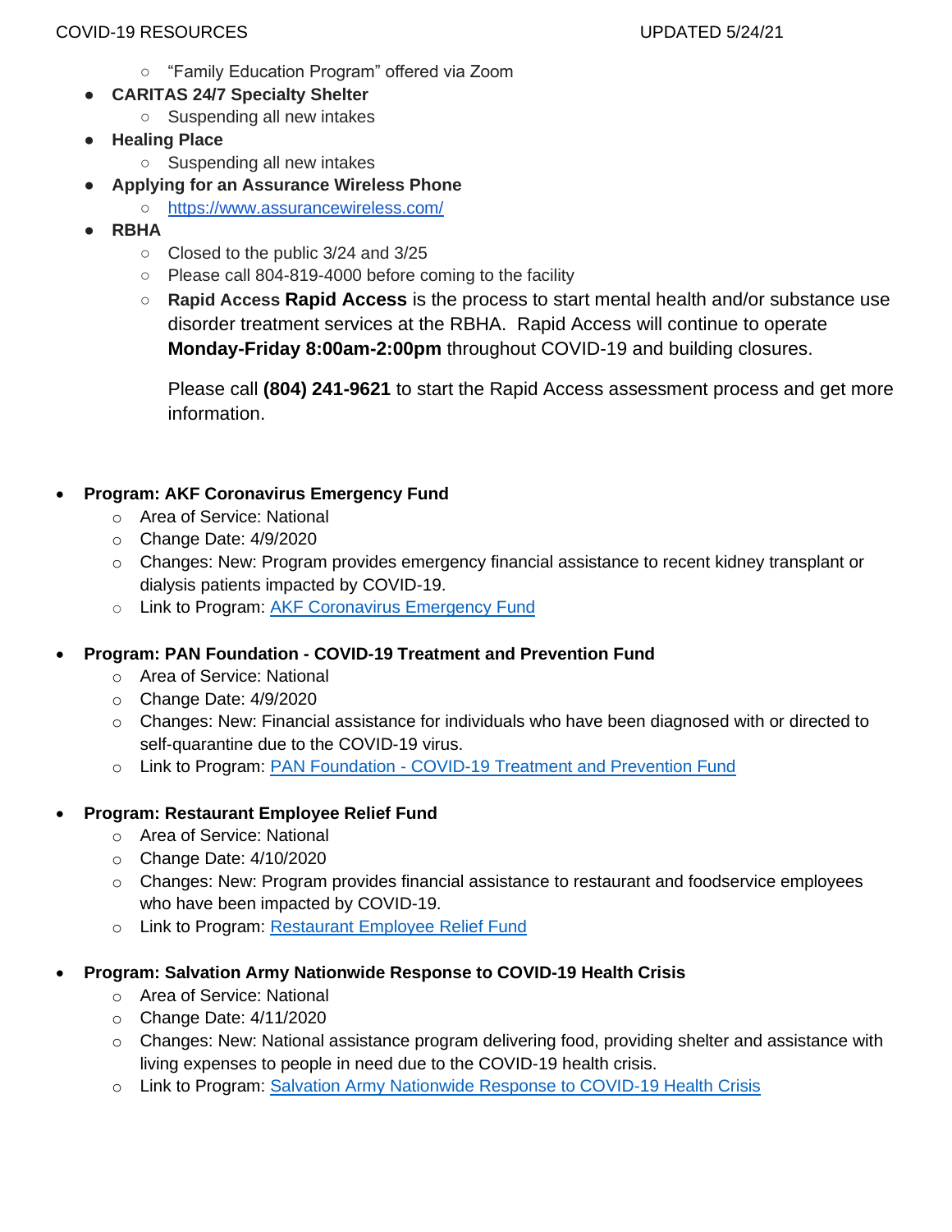- "Family Education Program" offered via Zoom
- **CARITAS 24/7 Specialty Shelter**
  - Suspending all new intakes
- **Healing Place**
  - Suspending all new intakes
- **Applying for an Assurance Wireless Phone**
  - https://www.assurancewireless.com/
- **RBHA**
  - Closed to the public 3/24 and 3/25
  - Please call 804-819-4000 before coming to the facility
  - **Rapid Access Rapid Access** is the process to start mental health and/or substance use disorder treatment services at the RBHA. Rapid Access will continue to operate **Monday-Friday 8:00am-2:00pm** throughout COVID-19 and building closures.

    Please call **(804) 241-9621** to start the Rapid Access assessment process and get more information.

- **Program: AKF Coronavirus Emergency Fund**
  - Area of Service: National
  - Change Date: 4/9/2020
  - Changes: New: Program provides emergency financial assistance to recent kidney transplant or dialysis patients impacted by COVID-19.
  - Link to Program: AKF Coronavirus Emergency Fund

- **Program: PAN Foundation - COVID-19 Treatment and Prevention Fund**
  - Area of Service: National
  - Change Date: 4/9/2020
  - Changes: New: Financial assistance for individuals who have been diagnosed with or directed to self-quarantine due to the COVID-19 virus.
  - Link to Program: PAN Foundation - COVID-19 Treatment and Prevention Fund

- **Program: Restaurant Employee Relief Fund**
  - Area of Service: National
  - Change Date: 4/10/2020
  - Changes: New: Program provides financial assistance to restaurant and foodservice employees who have been impacted by COVID-19.
  - Link to Program: Restaurant Employee Relief Fund

- **Program: Salvation Army Nationwide Response to COVID-19 Health Crisis**
  - Area of Service: National
  - Change Date: 4/11/2020
  - Changes: New: National assistance program delivering food, providing shelter and assistance with living expenses to people in need due to the COVID-19 health crisis.
  - Link to Program: Salvation Army Nationwide Response to COVID-19 Health Crisis